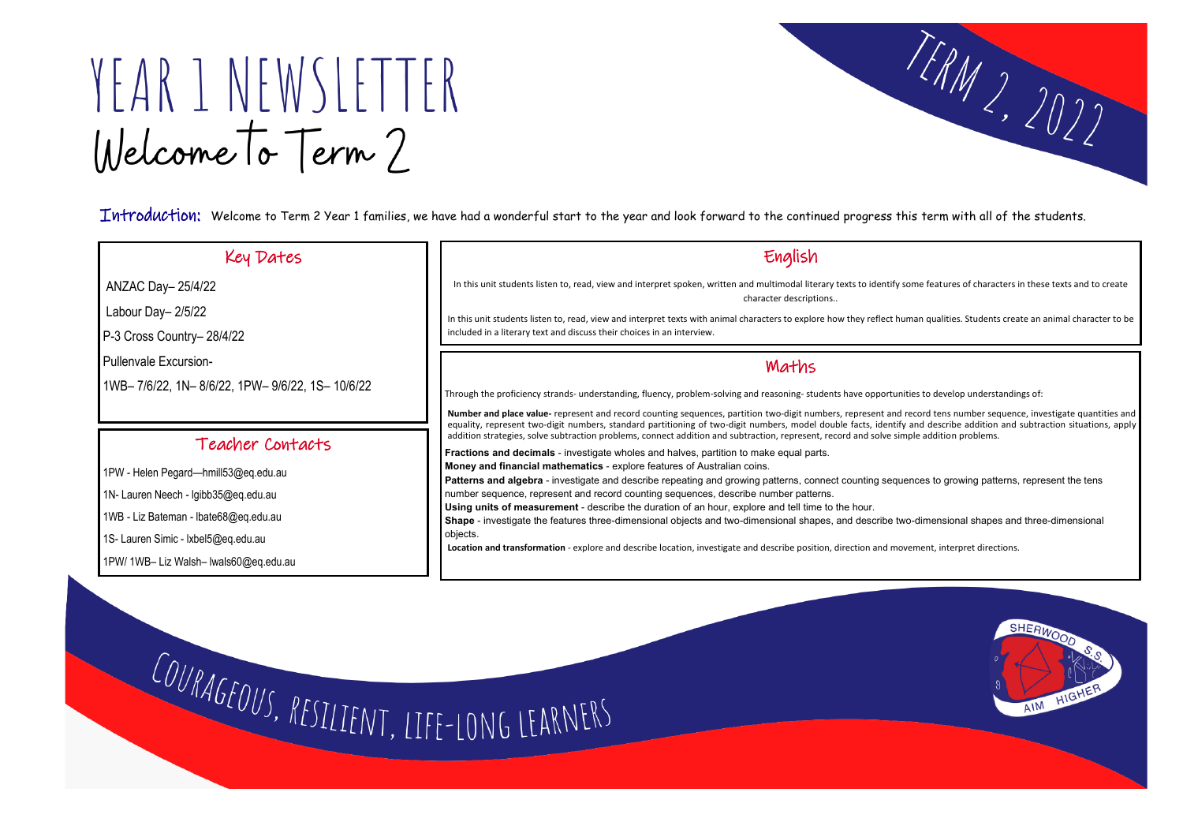# YEAR 1 NEWSLETTER

## Welcome to Term 2

TERM 2, 2022

**Introduction:** Welcome to Term 2 Year 1 families, we have had a wonderful start to the year and look forward to the continued progress this term with all of the students.

## Key Dates

ANZAC Day– 25/4/22

Labour Day– 2/5/22

P-3 Cross Country– 28/4/22

Pullenvale Excursion-

1WB– 7/6/22, 1N– 8/6/22, 1PW– 9/6/22, 1S– 10/6/22

## Teacher Contacts

1PW - Helen Pegard—hmill53@eq.edu.au

1N- Lauren Neech - lgibb35@eq.edu.au

1WB - Liz Bateman - lbate68@eq.edu.au

1S- Lauren Simic - lxbel5@eq.edu.au

1PW/ 1WB– Liz Walsh– lwals60@eq.edu.au

## English

In this unit students listen to, read, view and interpret spoken, written and multimodal literary texts to identify some features of characters in these texts and to create character descriptions..

In this unit students listen to, read, view and interpret texts with animal characters to explore how they reflect human qualities. Students create an animal character to be included in a literary text and discuss their choices in an interview.

## Maths

Through the proficiency strands- understanding, fluency, problem-solving and reasoning- students have opportunities to develop understandings of:

**Number and place value-** represent and record counting sequences, partition two-digit numbers, represent and record tens number sequence, investigate quantities and equality, represent two-digit numbers, standard partitioning of two-digit numbers, model double facts, identify and describe addition and subtraction situations, apply addition strategies, solve subtraction problems, connect addition and subtraction, represent, record and solve simple addition problems.

**Fractions and decimals** - investigate wholes and halves, partition to make equal parts.

**Money and financial mathematics** - explore features of Australian coins.

**Patterns and algebra** - investigate and describe repeating and growing patterns, connect counting sequences to growing patterns, represent the tens number sequence, represent and record counting sequences, describe number patterns.

**Using units of measurement** - describe the duration of an hour, explore and tell time to the hour.

**Shape** - investigate the features three-dimensional objects and two-dimensional shapes, and describe two-dimensional shapes and three-dimensional objects.

**Location and transformation** - explore and describe location, investigate and describe position, direction and movement, interpret directions.

COURAGEOUS, RESILIENT, LIFE-LONG LEARNERS

SHERWOOD S.S. AIM HIGHER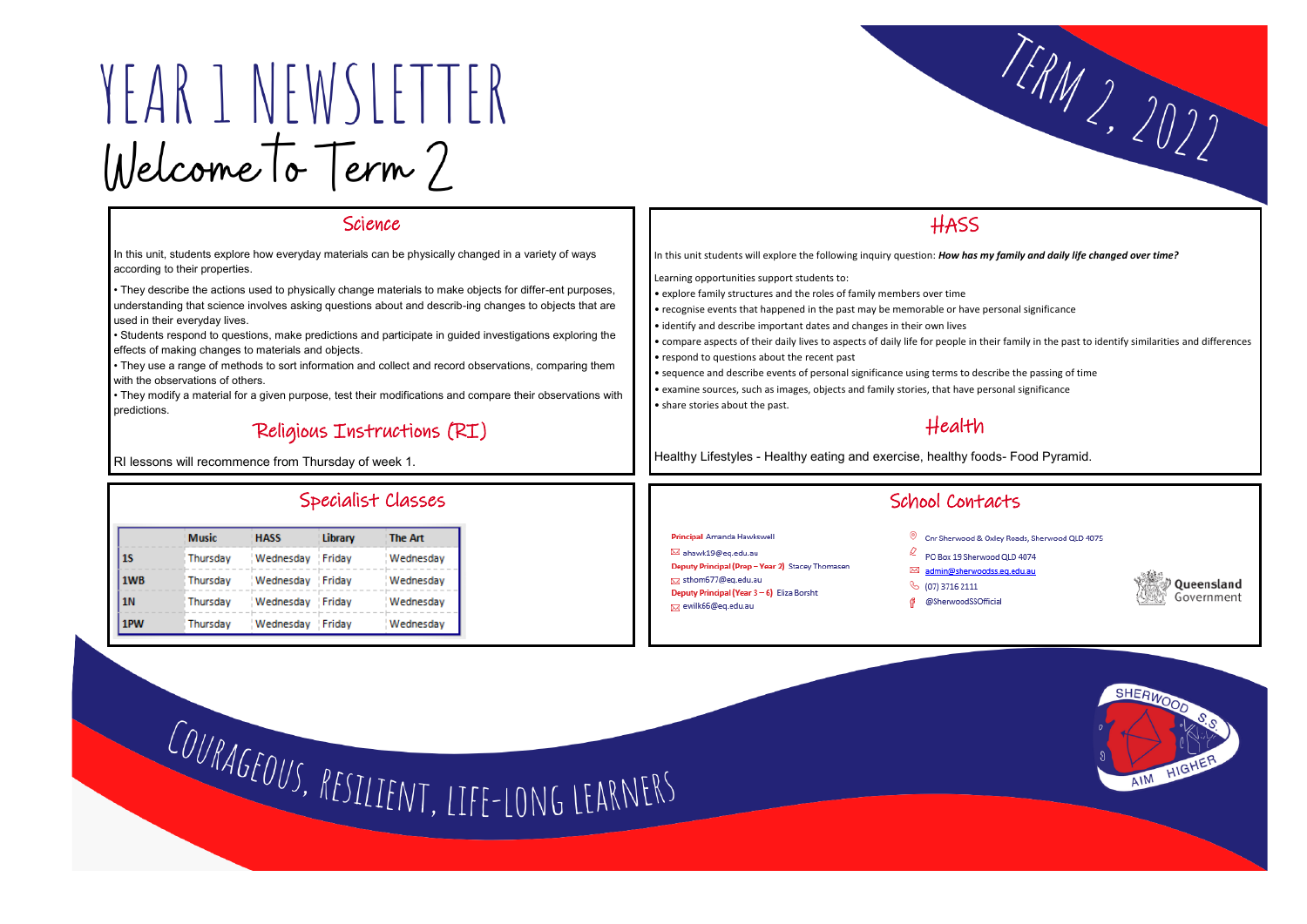# YEAR 1 NEWSLETTER

## Welcome to Term 2

Term 2, 2022

### Science

In this unit, students explore how everyday materials can be physically changed in a variety of ways according to their properties.

- They describe the actions used to physically change materials to make objects for differ-ent purposes, understanding that science involves asking questions about and describ-ing changes to objects that are used in their everyday lives.
- Students respond to questions, make predictions and participate in guided investigations exploring the effects of making changes to materials and objects.
- They use a range of methods to sort information and collect and record observations, comparing them with the observations of others.
- They modify a material for a given purpose, test their modifications and compare their observations with predictions.

### Religious Instructions (RI)

RI lessons will recommence from Thursday of week 1.

### HASS

In this unit students will explore the following inquiry question: ***How has my family and daily life changed over time?***

Learning opportunities support students to:

- explore family structures and the roles of family members over time
- recognise events that happened in the past may be memorable or have personal significance
- identify and describe important dates and changes in their own lives
- compare aspects of their daily lives to aspects of daily life for people in their family in the past to identify similarities and differences
- respond to questions about the recent past
- sequence and describe events of personal significance using terms to describe the passing of time
- examine sources, such as images, objects and family stories, that have personal significance
- share stories about the past.

### Health

Healthy Lifestyles - Healthy eating and exercise, healthy foods- Food Pyramid.

### Specialist Classes

| | Music | HASS | Library | The Art |
|---|---|---|---|---|
| 1S | Thursday | Wednesday | Friday | Wednesday |
| 1WB | Thursday | Wednesday | Friday | Wednesday |
| 1N | Thursday | Wednesday | Friday | Wednesday |
| 1PW | Thursday | Wednesday | Friday | Wednesday |

### School Contacts

**Principal** Amanda Hawkswell

ahawk19@eq.edu.au

**Deputy Principal (Prep – Year 2)** Stacey Thomasen

sthom677@eq.edu.au

**Deputy Principal (Year 3 – 6)** Eliza Borsht

ewilk66@eq.edu.au

Cnr Sherwood & Oxley Roads, Sherwood QLD 4075

PO Box 19 Sherwood QLD 4074

admin@sherwoodss.eq.edu.au

(07) 3716 2111

@SherwoodSSOfficial

Queensland Government

COURAGEOUS, RESILIENT, LIFE-LONG LEARNERS

SHERWOOD S.S. AIM HIGHER